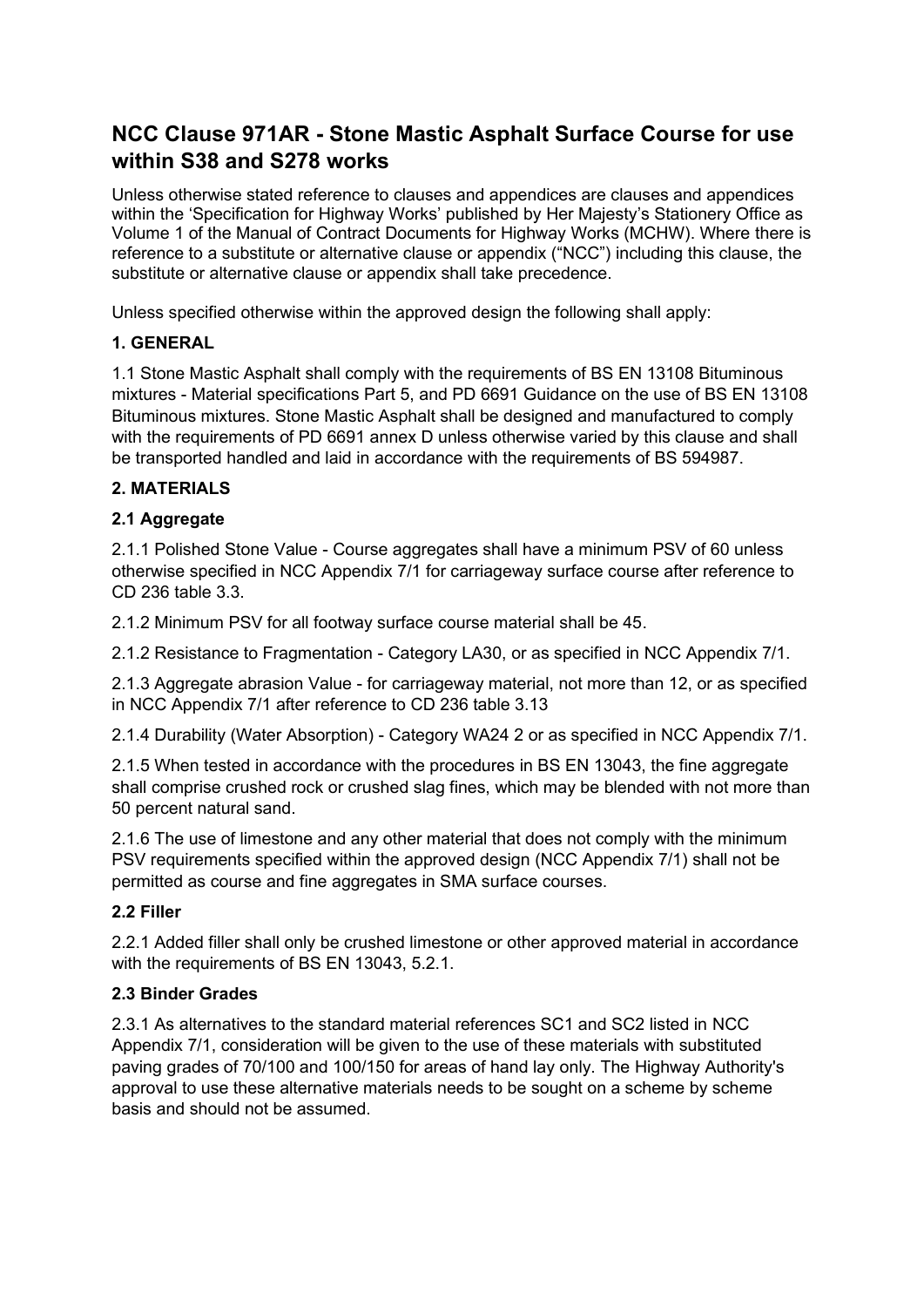# NCC Clause 971AR - Stone Mastic Asphalt Surface Course for use within S38 and S278 works

Unless otherwise stated reference to clauses and appendices are clauses and appendices within the 'Specification for Highway Works' published by Her Majesty's Stationery Office as Volume 1 of the Manual of Contract Documents for Highway Works (MCHW). Where there is reference to a substitute or alternative clause or appendix ("NCC") including this clause, the substitute or alternative clause or appendix shall take precedence.

Unless specified otherwise within the approved design the following shall apply:

### 1. GENERAL

1.1 Stone Mastic Asphalt shall comply with the requirements of BS EN 13108 Bituminous mixtures - Material specifications Part 5, and PD 6691 Guidance on the use of BS EN 13108 Bituminous mixtures. Stone Mastic Asphalt shall be designed and manufactured to comply with the requirements of PD 6691 annex D unless otherwise varied by this clause and shall be transported handled and laid in accordance with the requirements of BS 594987.

### 2. MATERIALS

#### 2.1 Aggregate

2.1.1 Polished Stone Value - Course aggregates shall have a minimum PSV of 60 unless otherwise specified in NCC Appendix 7/1 for carriageway surface course after reference to CD 236 table 3.3.

2.1.2 Minimum PSV for all footway surface course material shall be 45.

2.1.2 Resistance to Fragmentation - Category LA30, or as specified in NCC Appendix 7/1.

2.1.3 Aggregate abrasion Value - for carriageway material, not more than 12, or as specified in NCC Appendix 7/1 after reference to CD 236 table 3.13

2.1.4 Durability (Water Absorption) - Category WA24 2 or as specified in NCC Appendix 7/1.

2.1.5 When tested in accordance with the procedures in BS EN 13043, the fine aggregate shall comprise crushed rock or crushed slag fines, which may be blended with not more than 50 percent natural sand.

2.1.6 The use of limestone and any other material that does not comply with the minimum PSV requirements specified within the approved design (NCC Appendix 7/1) shall not be permitted as course and fine aggregates in SMA surface courses.

#### 2.2 Filler

2.2.1 Added filler shall only be crushed limestone or other approved material in accordance with the requirements of BS EN 13043, 5.2.1.

#### 2.3 Binder Grades

2.3.1 As alternatives to the standard material references SC1 and SC2 listed in NCC Appendix 7/1, consideration will be given to the use of these materials with substituted paving grades of 70/100 and 100/150 for areas of hand lay only. The Highway Authority's approval to use these alternative materials needs to be sought on a scheme by scheme basis and should not be assumed.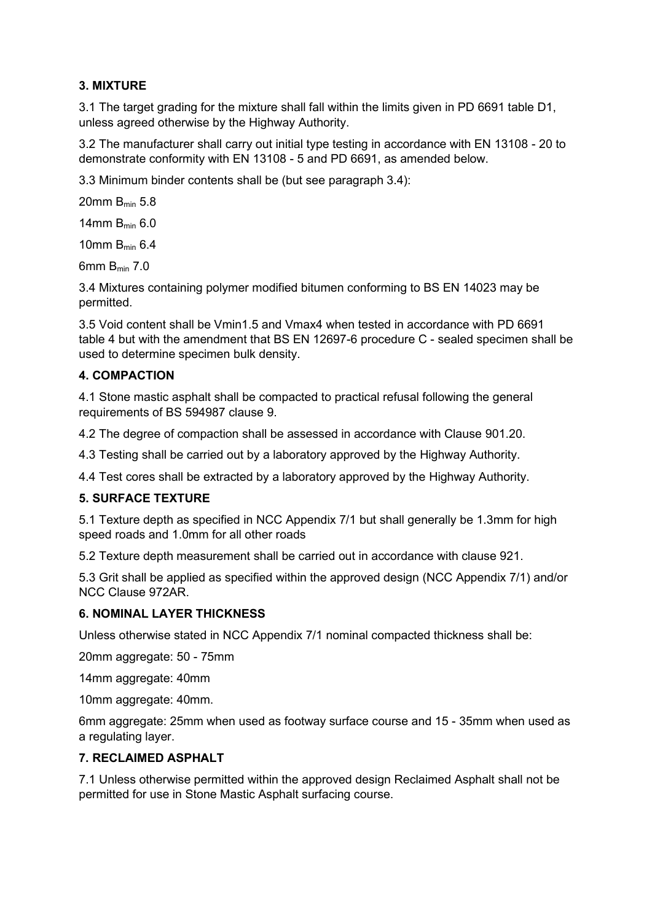## 3. MIXTURE

3.1 The target grading for the mixture shall fall within the limits given in PD 6691 table D1, unless agreed otherwise by the Highway Authority.

3.2 The manufacturer shall carry out initial type testing in accordance with EN 13108 - 20 to demonstrate conformity with EN 13108 - 5 and PD 6691, as amended below.

3.3 Minimum binder contents shall be (but see paragraph 3.4):

20mm $B_{min}$ 5.8

14mm $B_{min}$ 6.0

10mm $B_{min}$ 6.4

6mm $B_{min}$ 7.0

3.4 Mixtures containing polymer modified bitumen conforming to BS EN 14023 may be permitted.

3.5 Void content shall be Vmin1.5 and Vmax4 when tested in accordance with PD 6691 table 4 but with the amendment that BS EN 12697-6 procedure C - sealed specimen shall be used to determine specimen bulk density.

## 4. COMPACTION

4.1 Stone mastic asphalt shall be compacted to practical refusal following the general requirements of BS 594987 clause 9.

4.2 The degree of compaction shall be assessed in accordance with Clause 901.20.

4.3 Testing shall be carried out by a laboratory approved by the Highway Authority.

4.4 Test cores shall be extracted by a laboratory approved by the Highway Authority.

## 5. SURFACE TEXTURE

5.1 Texture depth as specified in NCC Appendix 7/1 but shall generally be 1.3mm for high speed roads and 1.0mm for all other roads

5.2 Texture depth measurement shall be carried out in accordance with clause 921.

5.3 Grit shall be applied as specified within the approved design (NCC Appendix 7/1) and/or NCC Clause 972AR.

## 6. NOMINAL LAYER THICKNESS

Unless otherwise stated in NCC Appendix 7/1 nominal compacted thickness shall be:

20mm aggregate: 50 - 75mm

14mm aggregate: 40mm

10mm aggregate: 40mm.

6mm aggregate: 25mm when used as footway surface course and 15 - 35mm when used as a regulating layer.

## 7. RECLAIMED ASPHALT

7.1 Unless otherwise permitted within the approved design Reclaimed Asphalt shall not be permitted for use in Stone Mastic Asphalt surfacing course.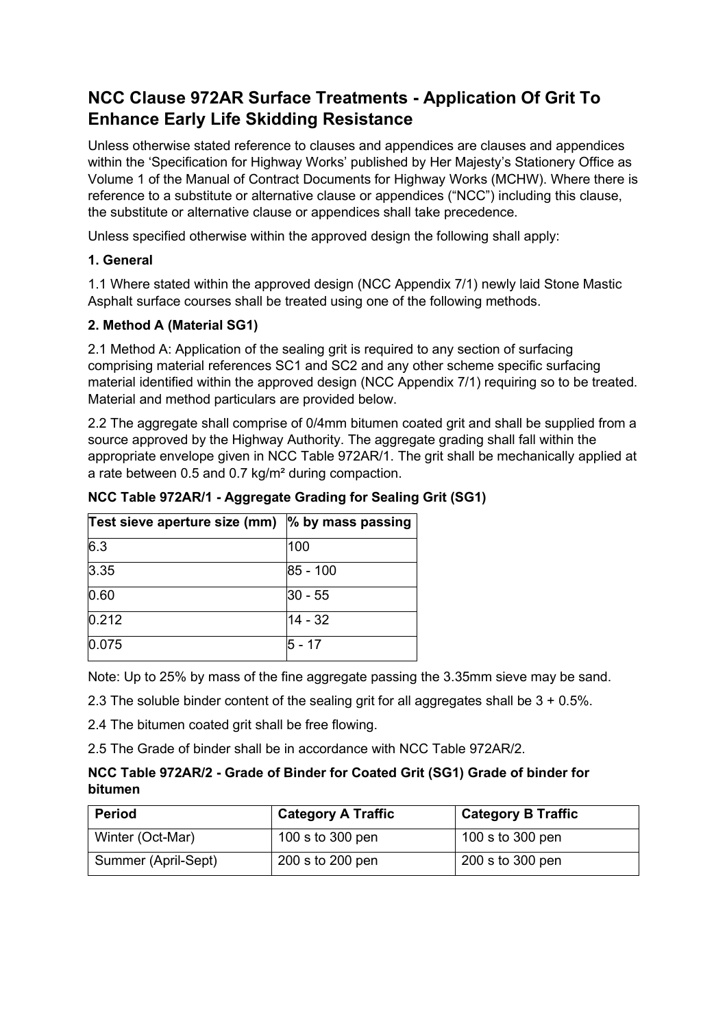# NCC Clause 972AR Surface Treatments - Application Of Grit To Enhance Early Life Skidding Resistance

Unless otherwise stated reference to clauses and appendices are clauses and appendices within the 'Specification for Highway Works' published by Her Majesty's Stationery Office as Volume 1 of the Manual of Contract Documents for Highway Works (MCHW). Where there is reference to a substitute or alternative clause or appendices ("NCC") including this clause, the substitute or alternative clause or appendices shall take precedence.

Unless specified otherwise within the approved design the following shall apply:

### 1. General

1.1 Where stated within the approved design (NCC Appendix 7/1) newly laid Stone Mastic Asphalt surface courses shall be treated using one of the following methods.

### 2. Method A (Material SG1)

2.1 Method A: Application of the sealing grit is required to any section of surfacing comprising material references SC1 and SC2 and any other scheme specific surfacing material identified within the approved design (NCC Appendix 7/1) requiring so to be treated. Material and method particulars are provided below.

2.2 The aggregate shall comprise of 0/4mm bitumen coated grit and shall be supplied from a source approved by the Highway Authority. The aggregate grading shall fall within the appropriate envelope given in NCC Table 972AR/1. The grit shall be mechanically applied at a rate between 0.5 and 0.7 kg/m² during compaction.

**NCC Table 972AR/1 - Aggregate Grading for Sealing Grit (SG1)**

| Test sieve aperture size (mm) | % by mass passing |
|---|---|
| 6.3 | 100 |
| 3.35 | 85 - 100 |
| 0.60 | 30 - 55 |
| 0.212 | 14 - 32 |
| 0.075 | 5 - 17 |

Note: Up to 25% by mass of the fine aggregate passing the 3.35mm sieve may be sand.

2.3 The soluble binder content of the sealing grit for all aggregates shall be 3 + 0.5%.

2.4 The bitumen coated grit shall be free flowing.

2.5 The Grade of binder shall be in accordance with NCC Table 972AR/2.

**NCC Table 972AR/2 - Grade of Binder for Coated Grit (SG1) Grade of binder for bitumen**

| Period | Category A Traffic | Category B Traffic |
|---|---|---|
| Winter (Oct-Mar) | 100 s to 300 pen | 100 s to 300 pen |
| Summer (April-Sept) | 200 s to 200 pen | 200 s to 300 pen |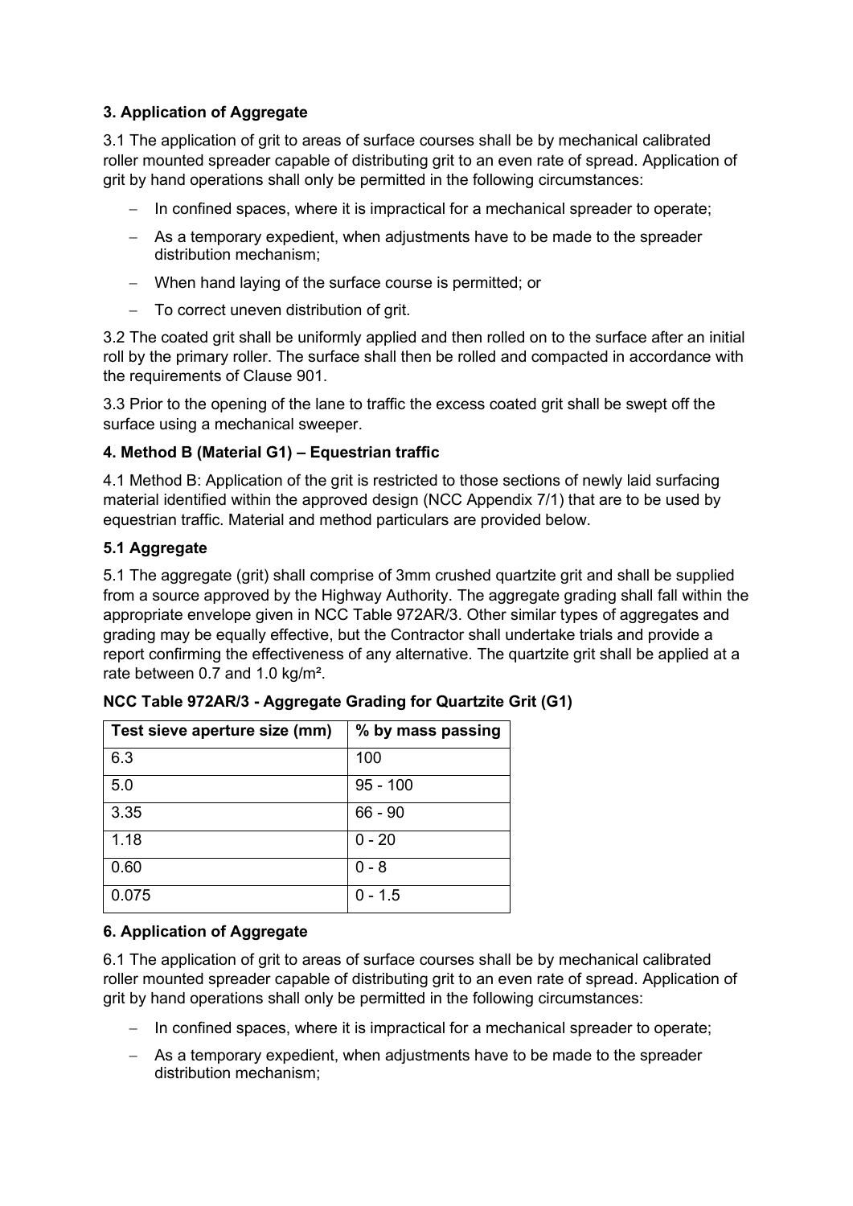### 3. Application of Aggregate

3.1 The application of grit to areas of surface courses shall be by mechanical calibrated roller mounted spreader capable of distributing grit to an even rate of spread. Application of grit by hand operations shall only be permitted in the following circumstances:

- In confined spaces, where it is impractical for a mechanical spreader to operate;
- As a temporary expedient, when adjustments have to be made to the spreader distribution mechanism;
- When hand laying of the surface course is permitted; or
- To correct uneven distribution of grit.

3.2 The coated grit shall be uniformly applied and then rolled on to the surface after an initial roll by the primary roller. The surface shall then be rolled and compacted in accordance with the requirements of Clause 901.

3.3 Prior to the opening of the lane to traffic the excess coated grit shall be swept off the surface using a mechanical sweeper.

### 4. Method B (Material G1) – Equestrian traffic

4.1 Method B: Application of the grit is restricted to those sections of newly laid surfacing material identified within the approved design (NCC Appendix 7/1) that are to be used by equestrian traffic. Material and method particulars are provided below.

### 5.1 Aggregate

5.1 The aggregate (grit) shall comprise of 3mm crushed quartzite grit and shall be supplied from a source approved by the Highway Authority. The aggregate grading shall fall within the appropriate envelope given in NCC Table 972AR/3. Other similar types of aggregates and grading may be equally effective, but the Contractor shall undertake trials and provide a report confirming the effectiveness of any alternative. The quartzite grit shall be applied at a rate between 0.7 and 1.0 kg/m².

**NCC Table 972AR/3 - Aggregate Grading for Quartzite Grit (G1)**

| Test sieve aperture size (mm) | % by mass passing |
|---|---|
| 6.3 | 100 |
| 5.0 | 95 - 100 |
| 3.35 | 66 - 90 |
| 1.18 | 0 - 20 |
| 0.60 | 0 - 8 |
| 0.075 | 0 - 1.5 |

### 6. Application of Aggregate

6.1 The application of grit to areas of surface courses shall be by mechanical calibrated roller mounted spreader capable of distributing grit to an even rate of spread. Application of grit by hand operations shall only be permitted in the following circumstances:

- In confined spaces, where it is impractical for a mechanical spreader to operate;
- As a temporary expedient, when adjustments have to be made to the spreader distribution mechanism;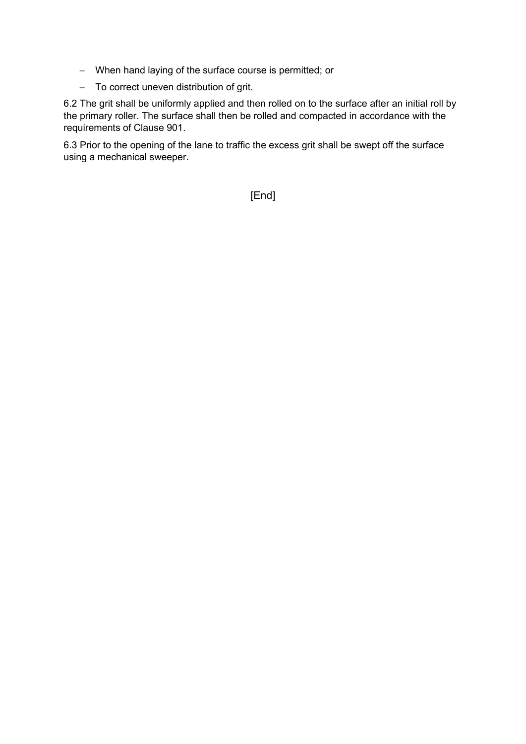- When hand laying of the surface course is permitted; or
- To correct uneven distribution of grit.

6.2 The grit shall be uniformly applied and then rolled on to the surface after an initial roll by the primary roller. The surface shall then be rolled and compacted in accordance with the requirements of Clause 901.

6.3 Prior to the opening of the lane to traffic the excess grit shall be swept off the surface using a mechanical sweeper.

[End]